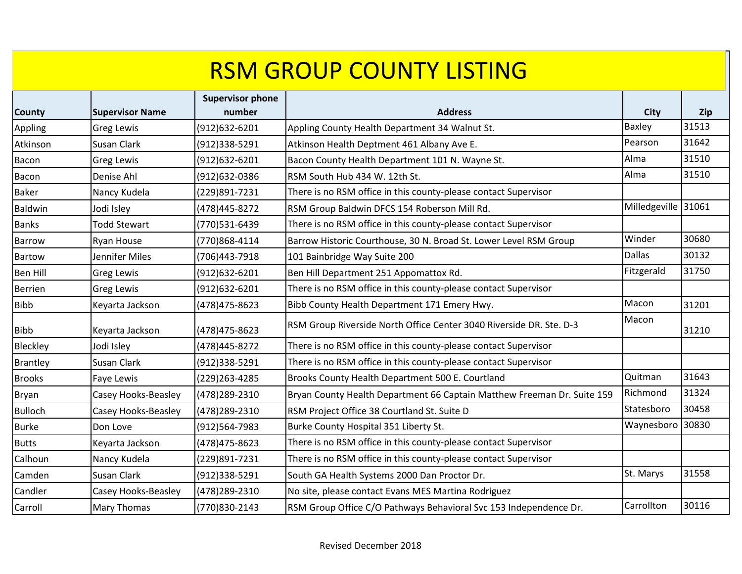# RSM GROUP COUNTY LISTING

| County | Supervisor Name | Supervisor phone number | Address | City | Zip |
|---|---|---|---|---|---|
| Appling | Greg Lewis | (912)632-6201 | Appling County Health Department 34 Walnut St. | Baxley | 31513 |
| Atkinson | Susan Clark | (912)338-5291 | Atkinson Health Deptment 461 Albany Ave E. | Pearson | 31642 |
| Bacon | Greg Lewis | (912)632-6201 | Bacon County Health Department 101 N. Wayne St. | Alma | 31510 |
| Bacon | Denise Ahl | (912)632-0386 | RSM South Hub 434 W. 12th St. | Alma | 31510 |
| Baker | Nancy Kudela | (229)891-7231 | There is no RSM office in this county-please contact Supervisor | | |
| Baldwin | Jodi Isley | (478)445-8272 | RSM Group Baldwin DFCS 154 Roberson Mill Rd. | Milledgeville | 31061 |
| Banks | Todd Stewart | (770)531-6439 | There is no RSM office in this county-please contact Supervisor | | |
| Barrow | Ryan House | (770)868-4114 | Barrow Historic Courthouse, 30 N. Broad St. Lower Level RSM Group | Winder | 30680 |
| Bartow | Jennifer Miles | (706)443-7918 | 101 Bainbridge Way Suite 200 | Dallas | 30132 |
| Ben Hill | Greg Lewis | (912)632-6201 | Ben Hill Department 251 Appomattox Rd. | Fitzgerald | 31750 |
| Berrien | Greg Lewis | (912)632-6201 | There is no RSM office in this county-please contact Supervisor | | |
| Bibb | Keyarta Jackson | (478)475-8623 | Bibb County Health Department 171 Emery Hwy. | Macon | 31201 |
| Bibb | Keyarta Jackson | (478)475-8623 | RSM Group Riverside North Office Center 3040 Riverside DR. Ste. D-3 | Macon | 31210 |
| Bleckley | Jodi Isley | (478)445-8272 | There is no RSM office in this county-please contact Supervisor | | |
| Brantley | Susan Clark | (912)338-5291 | There is no RSM office in this county-please contact Supervisor | | |
| Brooks | Faye Lewis | (229)263-4285 | Brooks County Health Department 500 E. Courtland | Quitman | 31643 |
| Bryan | Casey Hooks-Beasley | (478)289-2310 | Bryan County Health Department 66 Captain Matthew Freeman Dr. Suite 159 | Richmond | 31324 |
| Bulloch | Casey Hooks-Beasley | (478)289-2310 | RSM Project Office 38 Courtland St. Suite D | Statesboro | 30458 |
| Burke | Don Love | (912)564-7983 | Burke County Hospital 351 Liberty St. | Waynesboro | 30830 |
| Butts | Keyarta Jackson | (478)475-8623 | There is no RSM office in this county-please contact Supervisor | | |
| Calhoun | Nancy Kudela | (229)891-7231 | There is no RSM office in this county-please contact Supervisor | | |
| Camden | Susan Clark | (912)338-5291 | South GA Health Systems 2000 Dan Proctor Dr. | St. Marys | 31558 |
| Candler | Casey Hooks-Beasley | (478)289-2310 | No site, please contact Evans MES Martina Rodriguez | | |
| Carroll | Mary Thomas | (770)830-2143 | RSM Group Office C/O Pathways Behavioral Svc 153 Independence Dr. | Carrollton | 30116 |

Revised December 2018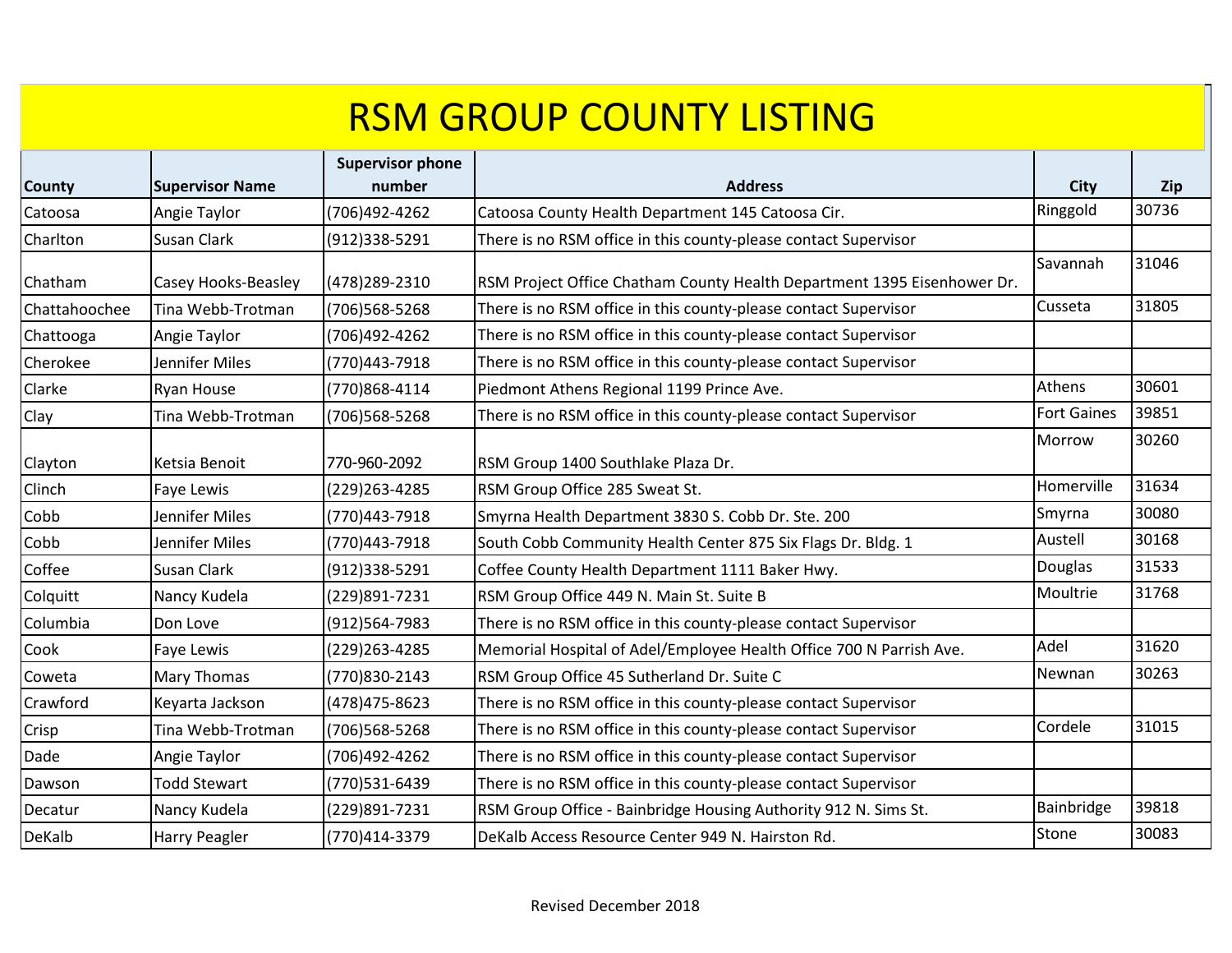# RSM GROUP COUNTY LISTING

| County | Supervisor Name | Supervisor phone number | Address | City | Zip |
|---|---|---|---|---|---|
| Catoosa | Angie Taylor | (706)492-4262 | Catoosa County Health Department 145 Catoosa Cir. | Ringgold | 30736 |
| Charlton | Susan Clark | (912)338-5291 | There is no RSM office in this county-please contact Supervisor | | |
| Chatham | Casey Hooks-Beasley | (478)289-2310 | RSM Project Office Chatham County Health Department 1395 Eisenhower Dr. | Savannah | 31046 |
| Chattahoochee | Tina Webb-Trotman | (706)568-5268 | There is no RSM office in this county-please contact Supervisor | Cusseta | 31805 |
| Chattooga | Angie Taylor | (706)492-4262 | There is no RSM office in this county-please contact Supervisor | | |
| Cherokee | Jennifer Miles | (770)443-7918 | There is no RSM office in this county-please contact Supervisor | | |
| Clarke | Ryan House | (770)868-4114 | Piedmont Athens Regional 1199 Prince Ave. | Athens | 30601 |
| Clay | Tina Webb-Trotman | (706)568-5268 | There is no RSM office in this county-please contact Supervisor | Fort Gaines | 39851 |
| Clayton | Ketsia Benoit | 770-960-2092 | RSM Group 1400 Southlake Plaza Dr. | Morrow | 30260 |
| Clinch | Faye Lewis | (229)263-4285 | RSM Group Office 285 Sweat St. | Homerville | 31634 |
| Cobb | Jennifer Miles | (770)443-7918 | Smyrna Health Department 3830 S. Cobb Dr. Ste. 200 | Smyrna | 30080 |
| Cobb | Jennifer Miles | (770)443-7918 | South Cobb Community Health Center 875 Six Flags Dr. Bldg. 1 | Austell | 30168 |
| Coffee | Susan Clark | (912)338-5291 | Coffee County Health Department 1111 Baker Hwy. | Douglas | 31533 |
| Colquitt | Nancy Kudela | (229)891-7231 | RSM Group Office 449 N. Main St. Suite B | Moultrie | 31768 |
| Columbia | Don Love | (912)564-7983 | There is no RSM office in this county-please contact Supervisor | | |
| Cook | Faye Lewis | (229)263-4285 | Memorial Hospital of Adel/Employee Health Office 700 N Parrish Ave. | Adel | 31620 |
| Coweta | Mary Thomas | (770)830-2143 | RSM Group Office 45 Sutherland Dr. Suite C | Newnan | 30263 |
| Crawford | Keyarta Jackson | (478)475-8623 | There is no RSM office in this county-please contact Supervisor | | |
| Crisp | Tina Webb-Trotman | (706)568-5268 | There is no RSM office in this county-please contact Supervisor | Cordele | 31015 |
| Dade | Angie Taylor | (706)492-4262 | There is no RSM office in this county-please contact Supervisor | | |
| Dawson | Todd Stewart | (770)531-6439 | There is no RSM office in this county-please contact Supervisor | | |
| Decatur | Nancy Kudela | (229)891-7231 | RSM Group Office - Bainbridge Housing Authority 912 N. Sims St. | Bainbridge | 39818 |
| DeKalb | Harry Peagler | (770)414-3379 | DeKalb Access Resource Center 949 N. Hairston Rd. | Stone | 30083 |

Revised December 2018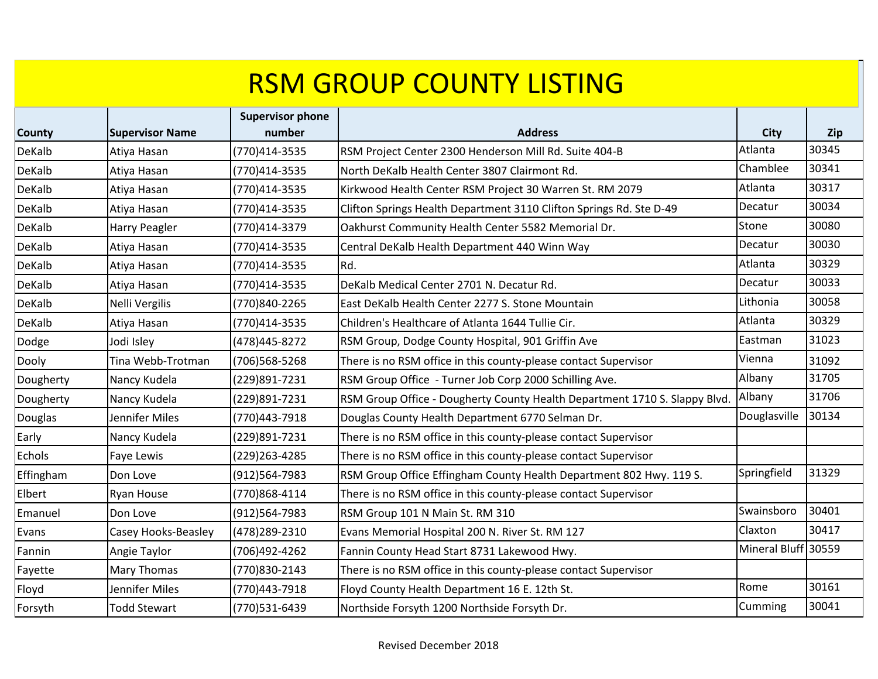# RSM GROUP COUNTY LISTING

| County | Supervisor Name | Supervisor phone number | Address | City | Zip |
|---|---|---|---|---|---|
| DeKalb | Atiya Hasan | (770)414-3535 | RSM Project Center 2300 Henderson Mill Rd. Suite 404-B | Atlanta | 30345 |
| DeKalb | Atiya Hasan | (770)414-3535 | North DeKalb Health Center 3807 Clairmont Rd. | Chamblee | 30341 |
| DeKalb | Atiya Hasan | (770)414-3535 | Kirkwood Health Center RSM Project 30 Warren St. RM 2079 | Atlanta | 30317 |
| DeKalb | Atiya Hasan | (770)414-3535 | Clifton Springs Health Department 3110 Clifton Springs Rd. Ste D-49 | Decatur | 30034 |
| DeKalb | Harry Peagler | (770)414-3379 | Oakhurst Community Health Center 5582 Memorial Dr. | Stone | 30080 |
| DeKalb | Atiya Hasan | (770)414-3535 | Central DeKalb Health Department 440 Winn Way | Decatur | 30030 |
| DeKalb | Atiya Hasan | (770)414-3535 | Rd. | Atlanta | 30329 |
| DeKalb | Atiya Hasan | (770)414-3535 | DeKalb Medical Center 2701 N. Decatur Rd. | Decatur | 30033 |
| DeKalb | Nelli Vergilis | (770)840-2265 | East DeKalb Health Center 2277 S. Stone Mountain | Lithonia | 30058 |
| DeKalb | Atiya Hasan | (770)414-3535 | Children's Healthcare of Atlanta 1644 Tullie Cir. | Atlanta | 30329 |
| Dodge | Jodi Isley | (478)445-8272 | RSM Group, Dodge County Hospital, 901 Griffin Ave | Eastman | 31023 |
| Dooly | Tina Webb-Trotman | (706)568-5268 | There is no RSM office in this county-please contact Supervisor | Vienna | 31092 |
| Dougherty | Nancy Kudela | (229)891-7231 | RSM Group Office - Turner Job Corp 2000 Schilling Ave. | Albany | 31705 |
| Dougherty | Nancy Kudela | (229)891-7231 | RSM Group Office - Dougherty County Health Department 1710 S. Slappy Blvd. | Albany | 31706 |
| Douglas | Jennifer Miles | (770)443-7918 | Douglas County Health Department 6770 Selman Dr. | Douglasville | 30134 |
| Early | Nancy Kudela | (229)891-7231 | There is no RSM office in this county-please contact Supervisor | | |
| Echols | Faye Lewis | (229)263-4285 | There is no RSM office in this county-please contact Supervisor | | |
| Effingham | Don Love | (912)564-7983 | RSM Group Office Effingham County Health Department 802 Hwy. 119 S. | Springfield | 31329 |
| Elbert | Ryan House | (770)868-4114 | There is no RSM office in this county-please contact Supervisor | | |
| Emanuel | Don Love | (912)564-7983 | RSM Group 101 N Main St. RM 310 | Swainsboro | 30401 |
| Evans | Casey Hooks-Beasley | (478)289-2310 | Evans Memorial Hospital 200 N. River St. RM 127 | Claxton | 30417 |
| Fannin | Angie Taylor | (706)492-4262 | Fannin County Head Start 8731 Lakewood Hwy. | Mineral Bluff | 30559 |
| Fayette | Mary Thomas | (770)830-2143 | There is no RSM office in this county-please contact Supervisor | | |
| Floyd | Jennifer Miles | (770)443-7918 | Floyd County Health Department 16 E. 12th St. | Rome | 30161 |
| Forsyth | Todd Stewart | (770)531-6439 | Northside Forsyth 1200 Northside Forsyth Dr. | Cumming | 30041 |

Revised December 2018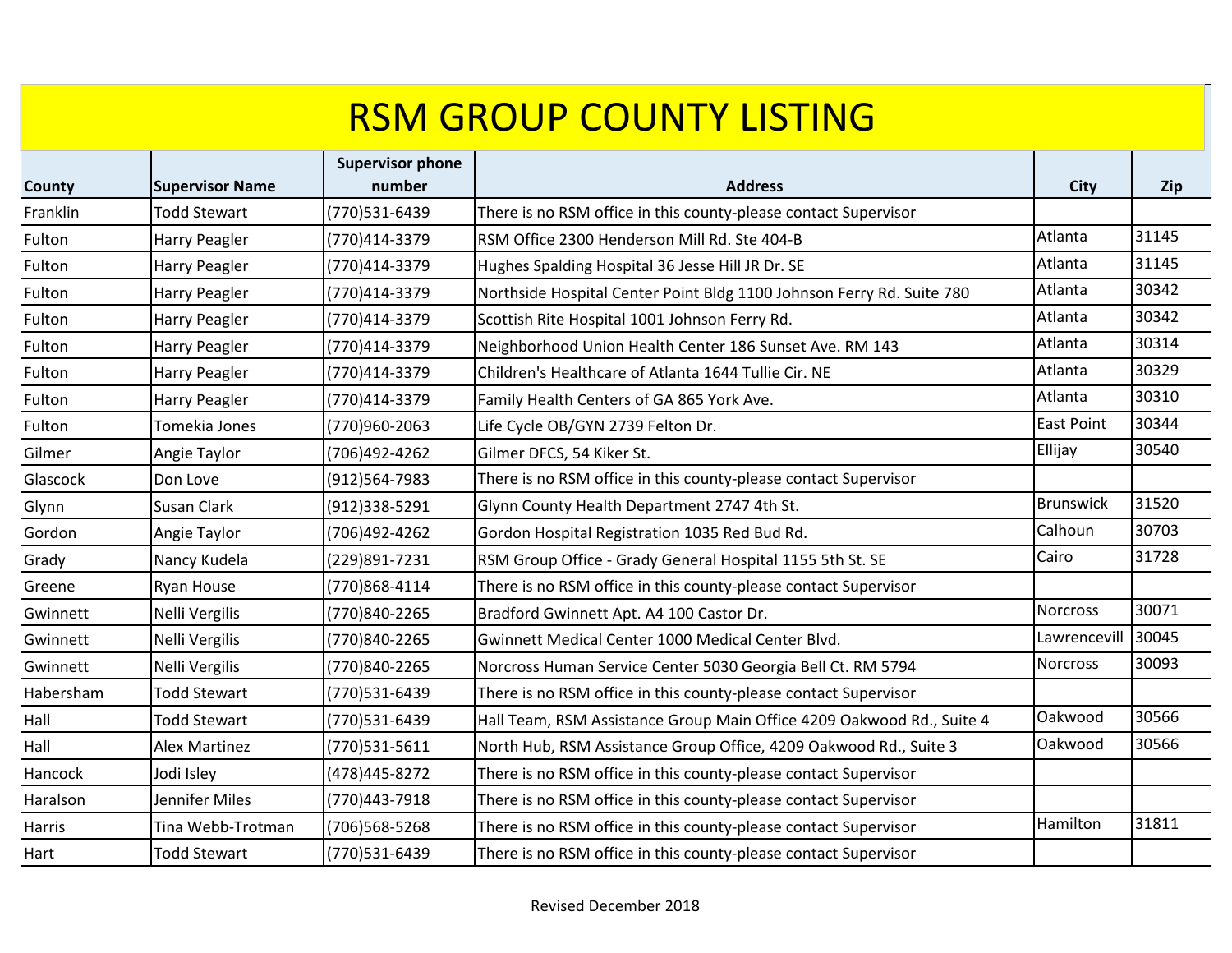# RSM GROUP COUNTY LISTING

| County | Supervisor Name | Supervisor phone number | Address | City | Zip |
|---|---|---|---|---|---|
| Franklin | Todd Stewart | (770)531-6439 | There is no RSM office in this county-please contact Supervisor | | |
| Fulton | Harry Peagler | (770)414-3379 | RSM Office 2300 Henderson Mill Rd. Ste 404-B | Atlanta | 31145 |
| Fulton | Harry Peagler | (770)414-3379 | Hughes Spalding Hospital 36 Jesse Hill JR Dr. SE | Atlanta | 31145 |
| Fulton | Harry Peagler | (770)414-3379 | Northside Hospital Center Point Bldg 1100 Johnson Ferry Rd. Suite 780 | Atlanta | 30342 |
| Fulton | Harry Peagler | (770)414-3379 | Scottish Rite Hospital 1001 Johnson Ferry Rd. | Atlanta | 30342 |
| Fulton | Harry Peagler | (770)414-3379 | Neighborhood Union Health Center 186 Sunset Ave. RM 143 | Atlanta | 30314 |
| Fulton | Harry Peagler | (770)414-3379 | Children's Healthcare of Atlanta 1644 Tullie Cir. NE | Atlanta | 30329 |
| Fulton | Harry Peagler | (770)414-3379 | Family Health Centers of GA 865 York Ave. | Atlanta | 30310 |
| Fulton | Tomekia Jones | (770)960-2063 | Life Cycle OB/GYN 2739 Felton Dr. | East Point | 30344 |
| Gilmer | Angie Taylor | (706)492-4262 | Gilmer DFCS, 54 Kiker St. | Ellijay | 30540 |
| Glascock | Don Love | (912)564-7983 | There is no RSM office in this county-please contact Supervisor | | |
| Glynn | Susan Clark | (912)338-5291 | Glynn County Health Department 2747 4th St. | Brunswick | 31520 |
| Gordon | Angie Taylor | (706)492-4262 | Gordon Hospital Registration 1035 Red Bud Rd. | Calhoun | 30703 |
| Grady | Nancy Kudela | (229)891-7231 | RSM Group Office - Grady General Hospital 1155 5th St. SE | Cairo | 31728 |
| Greene | Ryan House | (770)868-4114 | There is no RSM office in this county-please contact Supervisor | | |
| Gwinnett | Nelli Vergilis | (770)840-2265 | Bradford Gwinnett Apt. A4 100 Castor Dr. | Norcross | 30071 |
| Gwinnett | Nelli Vergilis | (770)840-2265 | Gwinnett Medical Center 1000 Medical Center Blvd. | Lawrencevill | 30045 |
| Gwinnett | Nelli Vergilis | (770)840-2265 | Norcross Human Service Center 5030 Georgia Bell Ct. RM 5794 | Norcross | 30093 |
| Habersham | Todd Stewart | (770)531-6439 | There is no RSM office in this county-please contact Supervisor | | |
| Hall | Todd Stewart | (770)531-6439 | Hall Team, RSM Assistance Group Main Office 4209 Oakwood Rd., Suite 4 | Oakwood | 30566 |
| Hall | Alex Martinez | (770)531-5611 | North Hub, RSM Assistance Group Office, 4209 Oakwood Rd., Suite 3 | Oakwood | 30566 |
| Hancock | Jodi Isley | (478)445-8272 | There is no RSM office in this county-please contact Supervisor | | |
| Haralson | Jennifer Miles | (770)443-7918 | There is no RSM office in this county-please contact Supervisor | | |
| Harris | Tina Webb-Trotman | (706)568-5268 | There is no RSM office in this county-please contact Supervisor | Hamilton | 31811 |
| Hart | Todd Stewart | (770)531-6439 | There is no RSM office in this county-please contact Supervisor | | |

Revised December 2018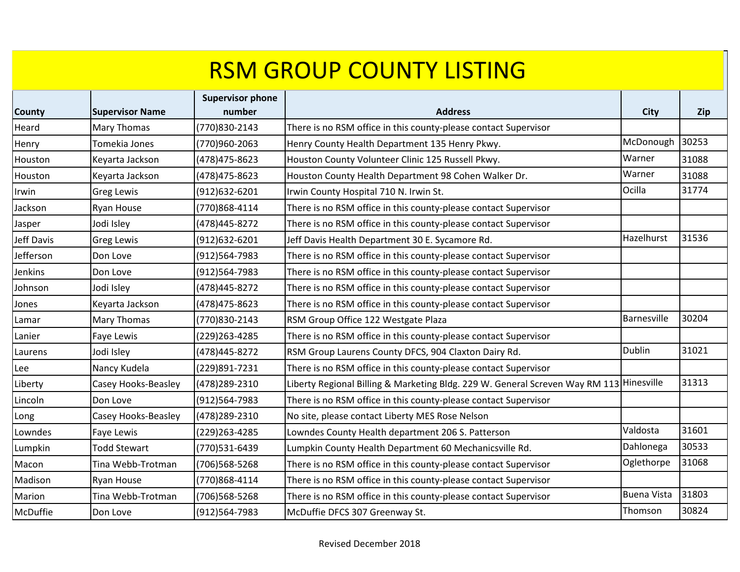# RSM GROUP COUNTY LISTING

| County | Supervisor Name | Supervisor phone number | Address | City | Zip |
|---|---|---|---|---|---|
| Heard | Mary Thomas | (770)830-2143 | There is no RSM office in this county-please contact Supervisor | | |
| Henry | Tomekia Jones | (770)960-2063 | Henry County Health Department 135 Henry Pkwy. | McDonough | 30253 |
| Houston | Keyarta Jackson | (478)475-8623 | Houston County Volunteer Clinic 125 Russell Pkwy. | Warner | 31088 |
| Houston | Keyarta Jackson | (478)475-8623 | Houston County Health Department 98 Cohen Walker Dr. | Warner | 31088 |
| Irwin | Greg Lewis | (912)632-6201 | Irwin County Hospital 710 N. Irwin St. | Ocilla | 31774 |
| Jackson | Ryan House | (770)868-4114 | There is no RSM office in this county-please contact Supervisor | | |
| Jasper | Jodi Isley | (478)445-8272 | There is no RSM office in this county-please contact Supervisor | | |
| Jeff Davis | Greg Lewis | (912)632-6201 | Jeff Davis Health Department 30 E. Sycamore Rd. | Hazelhurst | 31536 |
| Jefferson | Don Love | (912)564-7983 | There is no RSM office in this county-please contact Supervisor | | |
| Jenkins | Don Love | (912)564-7983 | There is no RSM office in this county-please contact Supervisor | | |
| Johnson | Jodi Isley | (478)445-8272 | There is no RSM office in this county-please contact Supervisor | | |
| Jones | Keyarta Jackson | (478)475-8623 | There is no RSM office in this county-please contact Supervisor | | |
| Lamar | Mary Thomas | (770)830-2143 | RSM Group Office 122 Westgate Plaza | Barnesville | 30204 |
| Lanier | Faye Lewis | (229)263-4285 | There is no RSM office in this county-please contact Supervisor | | |
| Laurens | Jodi Isley | (478)445-8272 | RSM Group Laurens County DFCS, 904 Claxton Dairy Rd. | Dublin | 31021 |
| Lee | Nancy Kudela | (229)891-7231 | There is no RSM office in this county-please contact Supervisor | | |
| Liberty | Casey Hooks-Beasley | (478)289-2310 | Liberty Regional Billing & Marketing Bldg. 229 W. General Screven Way RM 113 | Hinesville | 31313 |
| Lincoln | Don Love | (912)564-7983 | There is no RSM office in this county-please contact Supervisor | | |
| Long | Casey Hooks-Beasley | (478)289-2310 | No site, please contact Liberty MES Rose Nelson | | |
| Lowndes | Faye Lewis | (229)263-4285 | Lowndes County Health department 206 S. Patterson | Valdosta | 31601 |
| Lumpkin | Todd Stewart | (770)531-6439 | Lumpkin County Health Department 60 Mechanicsville Rd. | Dahlonega | 30533 |
| Macon | Tina Webb-Trotman | (706)568-5268 | There is no RSM office in this county-please contact Supervisor | Oglethorpe | 31068 |
| Madison | Ryan House | (770)868-4114 | There is no RSM office in this county-please contact Supervisor | | |
| Marion | Tina Webb-Trotman | (706)568-5268 | There is no RSM office in this county-please contact Supervisor | Buena Vista | 31803 |
| McDuffie | Don Love | (912)564-7983 | McDuffie DFCS 307 Greenway St. | Thomson | 30824 |

Revised December 2018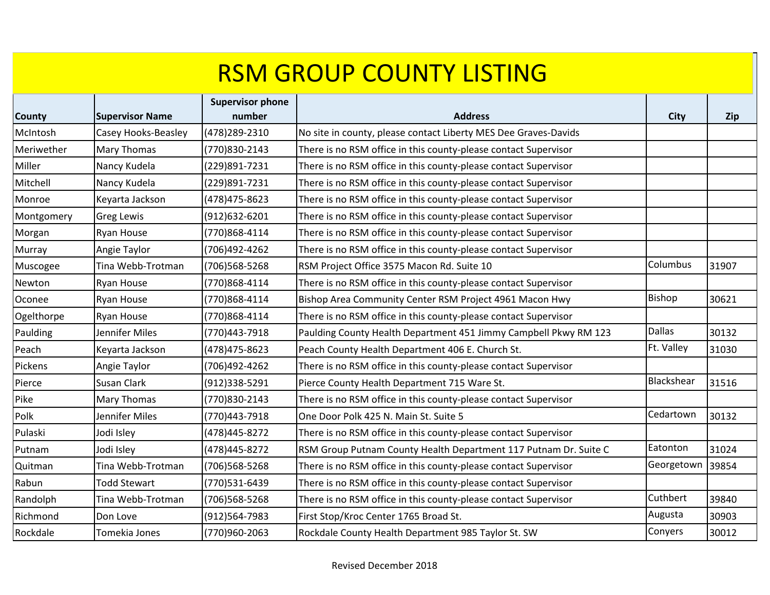# RSM GROUP COUNTY LISTING

| County | Supervisor Name | Supervisor phone number | Address | City | Zip |
|---|---|---|---|---|---|
| McIntosh | Casey Hooks-Beasley | (478)289-2310 | No site in county, please contact Liberty MES Dee Graves-Davids | | |
| Meriwether | Mary Thomas | (770)830-2143 | There is no RSM office in this county-please contact Supervisor | | |
| Miller | Nancy Kudela | (229)891-7231 | There is no RSM office in this county-please contact Supervisor | | |
| Mitchell | Nancy Kudela | (229)891-7231 | There is no RSM office in this county-please contact Supervisor | | |
| Monroe | Keyarta Jackson | (478)475-8623 | There is no RSM office in this county-please contact Supervisor | | |
| Montgomery | Greg Lewis | (912)632-6201 | There is no RSM office in this county-please contact Supervisor | | |
| Morgan | Ryan House | (770)868-4114 | There is no RSM office in this county-please contact Supervisor | | |
| Murray | Angie Taylor | (706)492-4262 | There is no RSM office in this county-please contact Supervisor | | |
| Muscogee | Tina Webb-Trotman | (706)568-5268 | RSM Project Office 3575 Macon Rd. Suite 10 | Columbus | 31907 |
| Newton | Ryan House | (770)868-4114 | There is no RSM office in this county-please contact Supervisor | | |
| Oconee | Ryan House | (770)868-4114 | Bishop Area Community Center RSM Project 4961 Macon Hwy | Bishop | 30621 |
| Ogelthorpe | Ryan House | (770)868-4114 | There is no RSM office in this county-please contact Supervisor | | |
| Paulding | Jennifer Miles | (770)443-7918 | Paulding County Health Department 451 Jimmy Campbell Pkwy RM 123 | Dallas | 30132 |
| Peach | Keyarta Jackson | (478)475-8623 | Peach County Health Department 406 E. Church St. | Ft. Valley | 31030 |
| Pickens | Angie Taylor | (706)492-4262 | There is no RSM office in this county-please contact Supervisor | | |
| Pierce | Susan Clark | (912)338-5291 | Pierce County Health Department 715 Ware St. | Blackshear | 31516 |
| Pike | Mary Thomas | (770)830-2143 | There is no RSM office in this county-please contact Supervisor | | |
| Polk | Jennifer Miles | (770)443-7918 | One Door Polk 425 N. Main St. Suite 5 | Cedartown | 30132 |
| Pulaski | Jodi Isley | (478)445-8272 | There is no RSM office in this county-please contact Supervisor | | |
| Putnam | Jodi Isley | (478)445-8272 | RSM Group Putnam County Health Department 117 Putnam Dr. Suite C | Eatonton | 31024 |
| Quitman | Tina Webb-Trotman | (706)568-5268 | There is no RSM office in this county-please contact Supervisor | Georgetown | 39854 |
| Rabun | Todd Stewart | (770)531-6439 | There is no RSM office in this county-please contact Supervisor | | |
| Randolph | Tina Webb-Trotman | (706)568-5268 | There is no RSM office in this county-please contact Supervisor | Cuthbert | 39840 |
| Richmond | Don Love | (912)564-7983 | First Stop/Kroc Center 1765 Broad St. | Augusta | 30903 |
| Rockdale | Tomekia Jones | (770)960-2063 | Rockdale County Health Department 985 Taylor St. SW | Conyers | 30012 |

Revised December 2018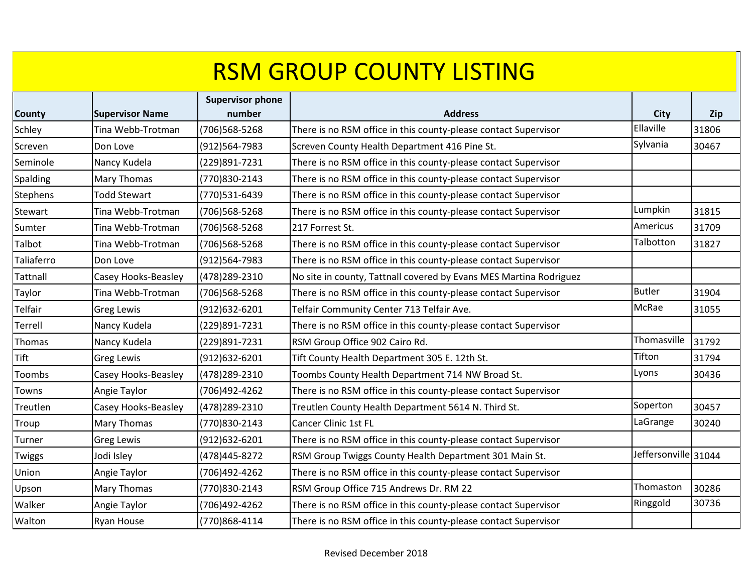# RSM GROUP COUNTY LISTING

| County | Supervisor Name | Supervisor phone number | Address | City | Zip |
|---|---|---|---|---|---|
| Schley | Tina Webb-Trotman | (706)568-5268 | There is no RSM office in this county-please contact Supervisor | Ellaville | 31806 |
| Screven | Don Love | (912)564-7983 | Screven County Health Department 416 Pine St. | Sylvania | 30467 |
| Seminole | Nancy Kudela | (229)891-7231 | There is no RSM office in this county-please contact Supervisor | | |
| Spalding | Mary Thomas | (770)830-2143 | There is no RSM office in this county-please contact Supervisor | | |
| Stephens | Todd Stewart | (770)531-6439 | There is no RSM office in this county-please contact Supervisor | | |
| Stewart | Tina Webb-Trotman | (706)568-5268 | There is no RSM office in this county-please contact Supervisor | Lumpkin | 31815 |
| Sumter | Tina Webb-Trotman | (706)568-5268 | 217 Forrest St. | Americus | 31709 |
| Talbot | Tina Webb-Trotman | (706)568-5268 | There is no RSM office in this county-please contact Supervisor | Talbotton | 31827 |
| Taliaferro | Don Love | (912)564-7983 | There is no RSM office in this county-please contact Supervisor | | |
| Tattnall | Casey Hooks-Beasley | (478)289-2310 | No site in county, Tattnall covered by Evans MES Martina Rodriguez | | |
| Taylor | Tina Webb-Trotman | (706)568-5268 | There is no RSM office in this county-please contact Supervisor | Butler | 31904 |
| Telfair | Greg Lewis | (912)632-6201 | Telfair Community Center 713 Telfair Ave. | McRae | 31055 |
| Terrell | Nancy Kudela | (229)891-7231 | There is no RSM office in this county-please contact Supervisor | | |
| Thomas | Nancy Kudela | (229)891-7231 | RSM Group Office 902 Cairo Rd. | Thomasville | 31792 |
| Tift | Greg Lewis | (912)632-6201 | Tift County Health Department 305 E. 12th St. | Tifton | 31794 |
| Toombs | Casey Hooks-Beasley | (478)289-2310 | Toombs County Health Department 714 NW Broad St. | Lyons | 30436 |
| Towns | Angie Taylor | (706)492-4262 | There is no RSM office in this county-please contact Supervisor | | |
| Treutlen | Casey Hooks-Beasley | (478)289-2310 | Treutlen County Health Department 5614 N. Third St. | Soperton | 30457 |
| Troup | Mary Thomas | (770)830-2143 | Cancer Clinic 1st FL | LaGrange | 30240 |
| Turner | Greg Lewis | (912)632-6201 | There is no RSM office in this county-please contact Supervisor | | |
| Twiggs | Jodi Isley | (478)445-8272 | RSM Group Twiggs County Health Department 301 Main St. | Jeffersonville | 31044 |
| Union | Angie Taylor | (706)492-4262 | There is no RSM office in this county-please contact Supervisor | | |
| Upson | Mary Thomas | (770)830-2143 | RSM Group Office 715 Andrews Dr. RM 22 | Thomaston | 30286 |
| Walker | Angie Taylor | (706)492-4262 | There is no RSM office in this county-please contact Supervisor | Ringgold | 30736 |
| Walton | Ryan House | (770)868-4114 | There is no RSM office in this county-please contact Supervisor | | |

Revised December 2018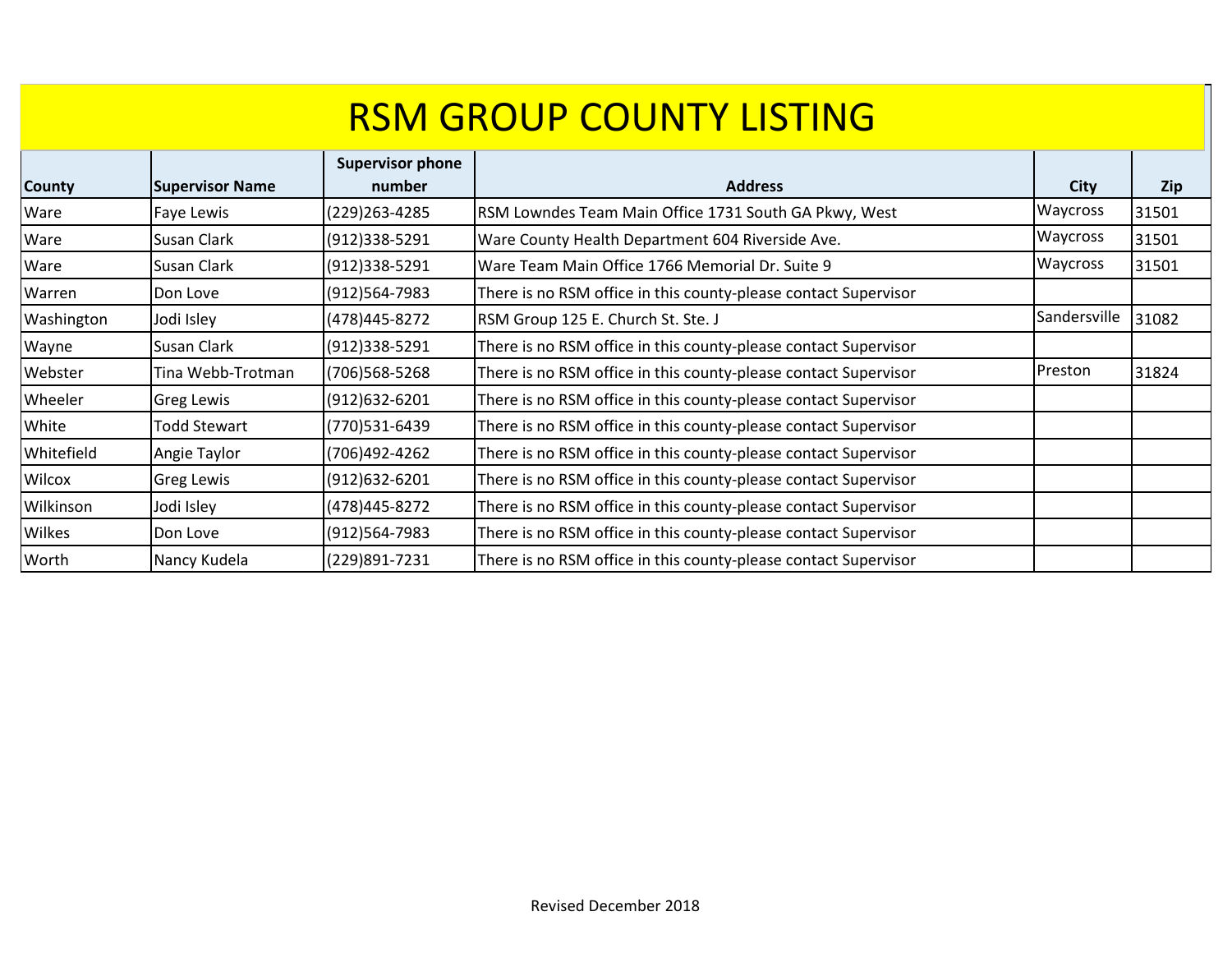# RSM GROUP COUNTY LISTING

| County | Supervisor Name | Supervisor phone number | Address | City | Zip |
|---|---|---|---|---|---|
| Ware | Faye Lewis | (229)263-4285 | RSM Lowndes Team Main Office 1731 South GA Pkwy, West | Waycross | 31501 |
| Ware | Susan Clark | (912)338-5291 | Ware County Health Department 604 Riverside Ave. | Waycross | 31501 |
| Ware | Susan Clark | (912)338-5291 | Ware Team Main Office 1766 Memorial Dr. Suite 9 | Waycross | 31501 |
| Warren | Don Love | (912)564-7983 | There is no RSM office in this county-please contact Supervisor | | |
| Washington | Jodi Isley | (478)445-8272 | RSM Group 125 E. Church St. Ste. J | Sandersville | 31082 |
| Wayne | Susan Clark | (912)338-5291 | There is no RSM office in this county-please contact Supervisor | | |
| Webster | Tina Webb-Trotman | (706)568-5268 | There is no RSM office in this county-please contact Supervisor | Preston | 31824 |
| Wheeler | Greg Lewis | (912)632-6201 | There is no RSM office in this county-please contact Supervisor | | |
| White | Todd Stewart | (770)531-6439 | There is no RSM office in this county-please contact Supervisor | | |
| Whitefield | Angie Taylor | (706)492-4262 | There is no RSM office in this county-please contact Supervisor | | |
| Wilcox | Greg Lewis | (912)632-6201 | There is no RSM office in this county-please contact Supervisor | | |
| Wilkinson | Jodi Isley | (478)445-8272 | There is no RSM office in this county-please contact Supervisor | | |
| Wilkes | Don Love | (912)564-7983 | There is no RSM office in this county-please contact Supervisor | | |
| Worth | Nancy Kudela | (229)891-7231 | There is no RSM office in this county-please contact Supervisor | | |

Revised December 2018